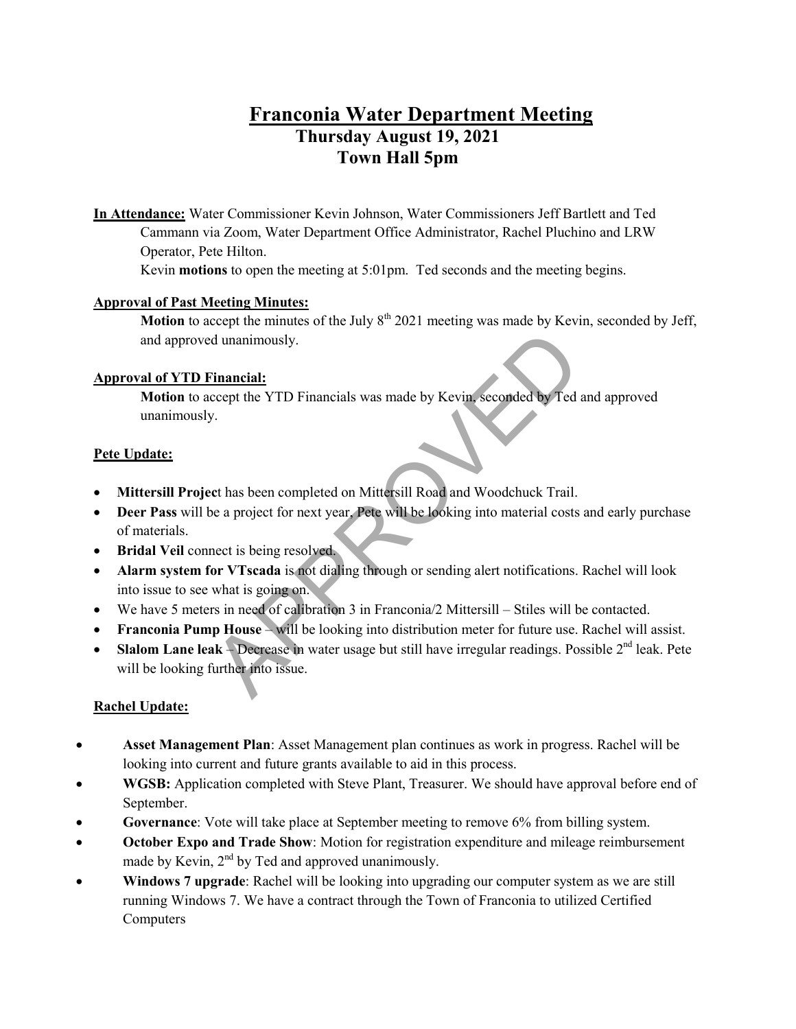# Franconia Water Department Meeting

## Thursday August 19, 2021

## Town Hall 5pm

**In Attendance:** Water Commissioner Kevin Johnson, Water Commissioners Jeff Bartlett and Ted Cammann via Zoom, Water Department Office Administrator, Rachel Pluchino and LRW Operator, Pete Hilton.

Kevin **motions** to open the meeting at 5:01pm. Ted seconds and the meeting begins.

**Approval of Past Meeting Minutes:**

**Motion** to accept the minutes of the July 8th 2021 meeting was made by Kevin, seconded by Jeff, and approved unanimously.

**Approval of YTD Financial:**

**Motion** to accept the YTD Financials was made by Kevin, seconded by Ted and approved unanimously.

**Pete Update:**

- **Mittersill Projec**t has been completed on Mittersill Road and Woodchuck Trail.
- **Deer Pass** will be a project for next year, Pete will be looking into material costs and early purchase of materials.
- **Bridal Veil** connect is being resolved.
- **Alarm system for VTscada** is not dialing through or sending alert notifications. Rachel will look into issue to see what is going on.
- We have 5 meters in need of calibration 3 in Franconia/2 Mittersill – Stiles will be contacted.
- **Franconia Pump House** – will be looking into distribution meter for future use. Rachel will assist.
- **Slalom Lane leak** – Decrease in water usage but still have irregular readings. Possible 2nd leak. Pete will be looking further into issue.

**Rachel Update:**

- **Asset Management Plan**: Asset Management plan continues as work in progress. Rachel will be looking into current and future grants available to aid in this process.
- **WGSB:** Application completed with Steve Plant, Treasurer. We should have approval before end of September.
- **Governance**: Vote will take place at September meeting to remove 6% from billing system.
- **October Expo and Trade Show**: Motion for registration expenditure and mileage reimbursement made by Kevin, 2nd by Ted and approved unanimously.
- **Windows 7 upgrade**: Rachel will be looking into upgrading our computer system as we are still running Windows 7. We have a contract through the Town of Franconia to utilized Certified Computers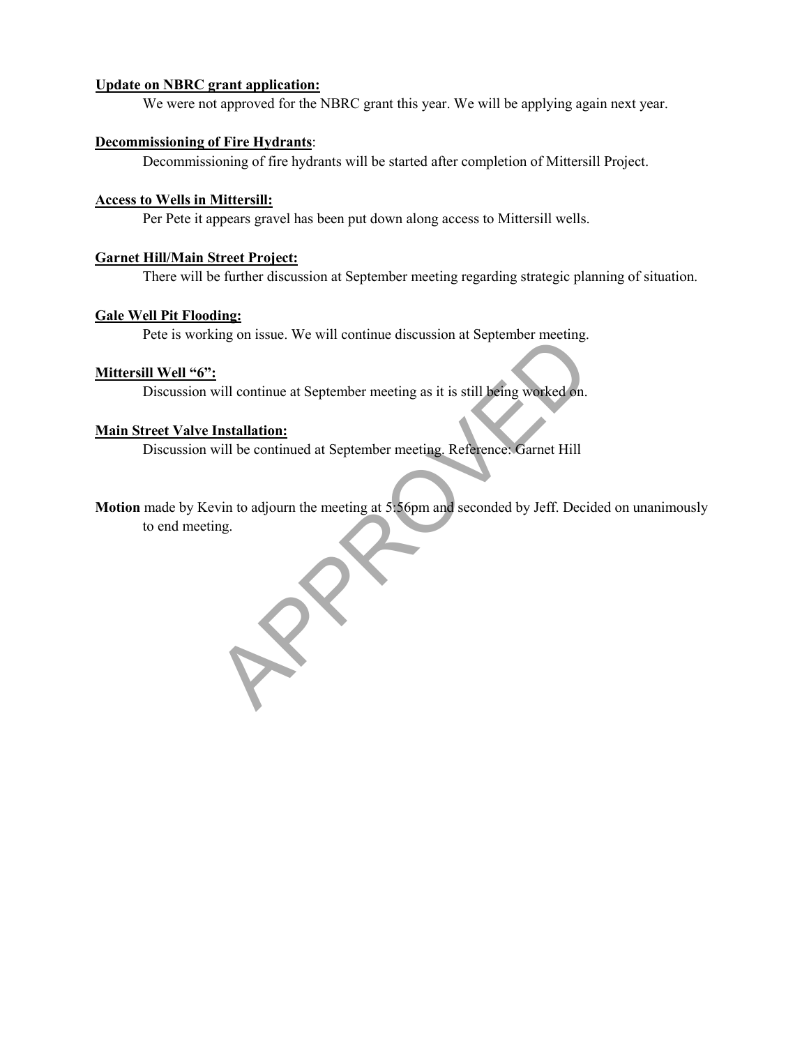**Update on NBRC grant application:**

We were not approved for the NBRC grant this year. We will be applying again next year.

**Decommissioning of Fire Hydrants**:

Decommissioning of fire hydrants will be started after completion of Mittersill Project.

**Access to Wells in Mittersill:**

Per Pete it appears gravel has been put down along access to Mittersill wells.

**Garnet Hill/Main Street Project:**

There will be further discussion at September meeting regarding strategic planning of situation.

**Gale Well Pit Flooding:**

Pete is working on issue. We will continue discussion at September meeting.

**Mittersill Well "6":**

Discussion will continue at September meeting as it is still being worked on.

**Main Street Valve Installation:**

Discussion will be continued at September meeting. Reference: Garnet Hill

**Motion** made by Kevin to adjourn the meeting at 5:56pm and seconded by Jeff. Decided on unanimously to end meeting.

APPROVED